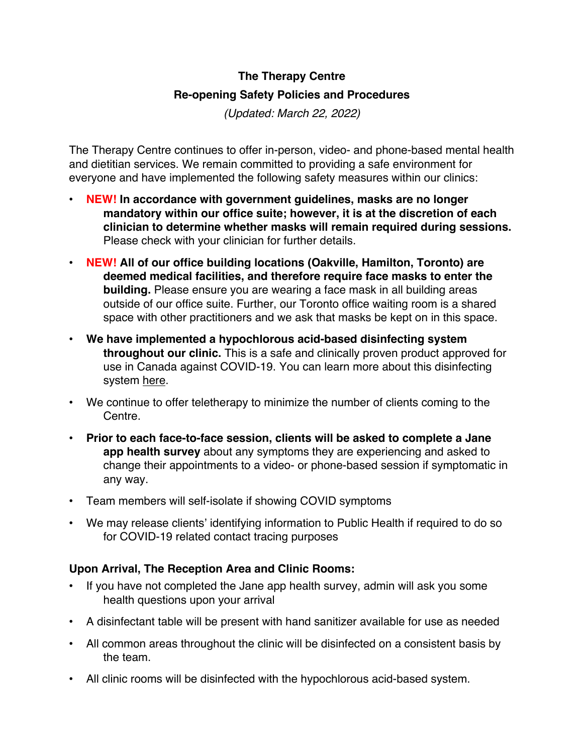# The Therapy Centre

## Re-opening Safety Policies and Procedures

*(Updated: March 22, 2022)*

The Therapy Centre continues to offer in-person, video- and phone-based mental health and dietitian services. We remain committed to providing a safe environment for everyone and have implemented the following safety measures within our clinics:

- **NEW! In accordance with government guidelines, masks are no longer mandatory within our office suite; however, it is at the discretion of each clinician to determine whether masks will remain required during sessions.** Please check with your clinician for further details.
- **NEW! All of our office building locations (Oakville, Hamilton, Toronto) are deemed medical facilities, and therefore require face masks to enter the building.** Please ensure you are wearing a face mask in all building areas outside of our office suite. Further, our Toronto office waiting room is a shared space with other practitioners and we ask that masks be kept on in this space.
- **We have implemented a hypochlorous acid-based disinfecting system throughout our clinic.** This is a safe and clinically proven product approved for use in Canada against COVID-19. You can learn more about this disinfecting system here.
- We continue to offer teletherapy to minimize the number of clients coming to the Centre.
- **Prior to each face-to-face session, clients will be asked to complete a Jane app health survey** about any symptoms they are experiencing and asked to change their appointments to a video- or phone-based session if symptomatic in any way.
- Team members will self-isolate if showing COVID symptoms
- We may release clients' identifying information to Public Health if required to do so for COVID-19 related contact tracing purposes

### Upon Arrival, The Reception Area and Clinic Rooms:

- If you have not completed the Jane app health survey, admin will ask you some health questions upon your arrival
- A disinfectant table will be present with hand sanitizer available for use as needed
- All common areas throughout the clinic will be disinfected on a consistent basis by the team.
- All clinic rooms will be disinfected with the hypochlorous acid-based system.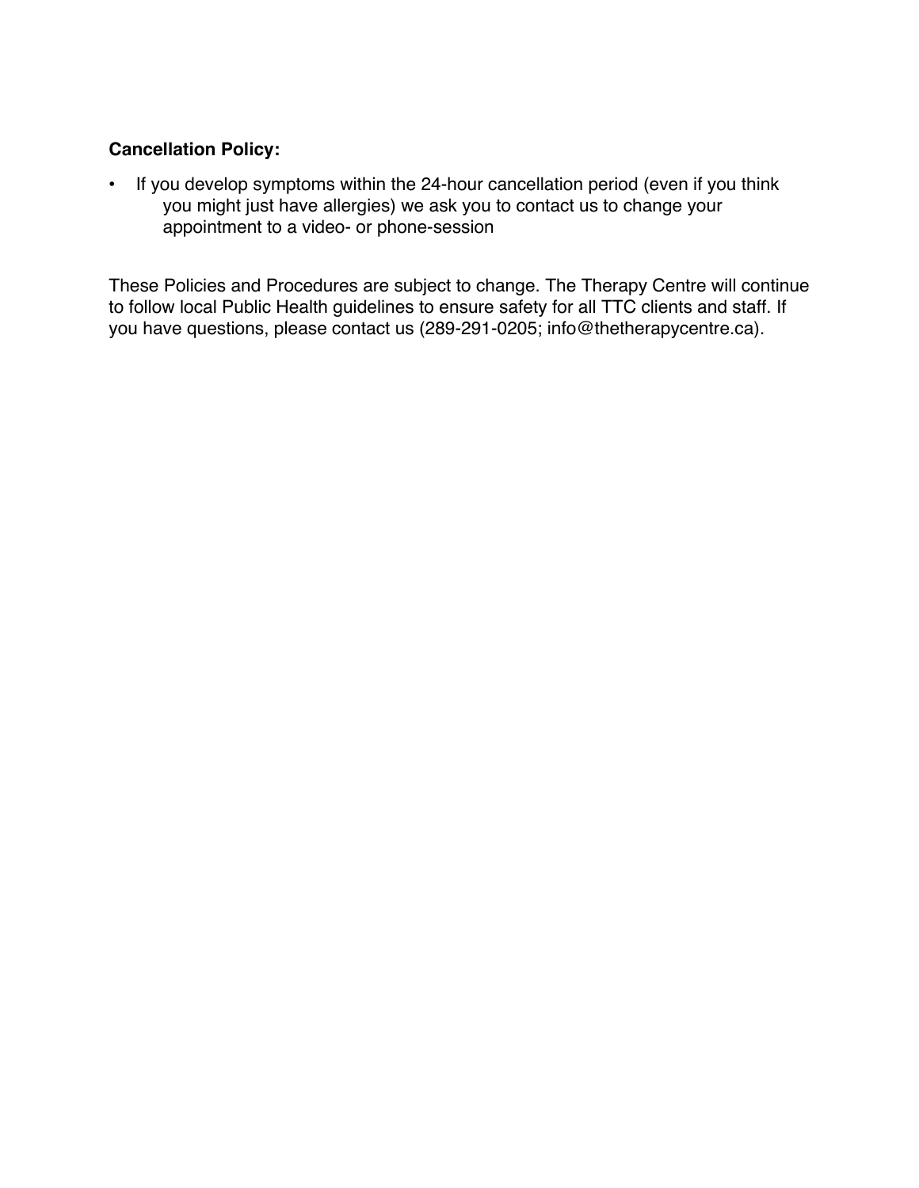**Cancellation Policy:**

- If you develop symptoms within the 24-hour cancellation period (even if you think you might just have allergies) we ask you to contact us to change your appointment to a video- or phone-session

These Policies and Procedures are subject to change. The Therapy Centre will continue to follow local Public Health guidelines to ensure safety for all TTC clients and staff. If you have questions, please contact us (289-291-0205; info@thetherapycentre.ca).